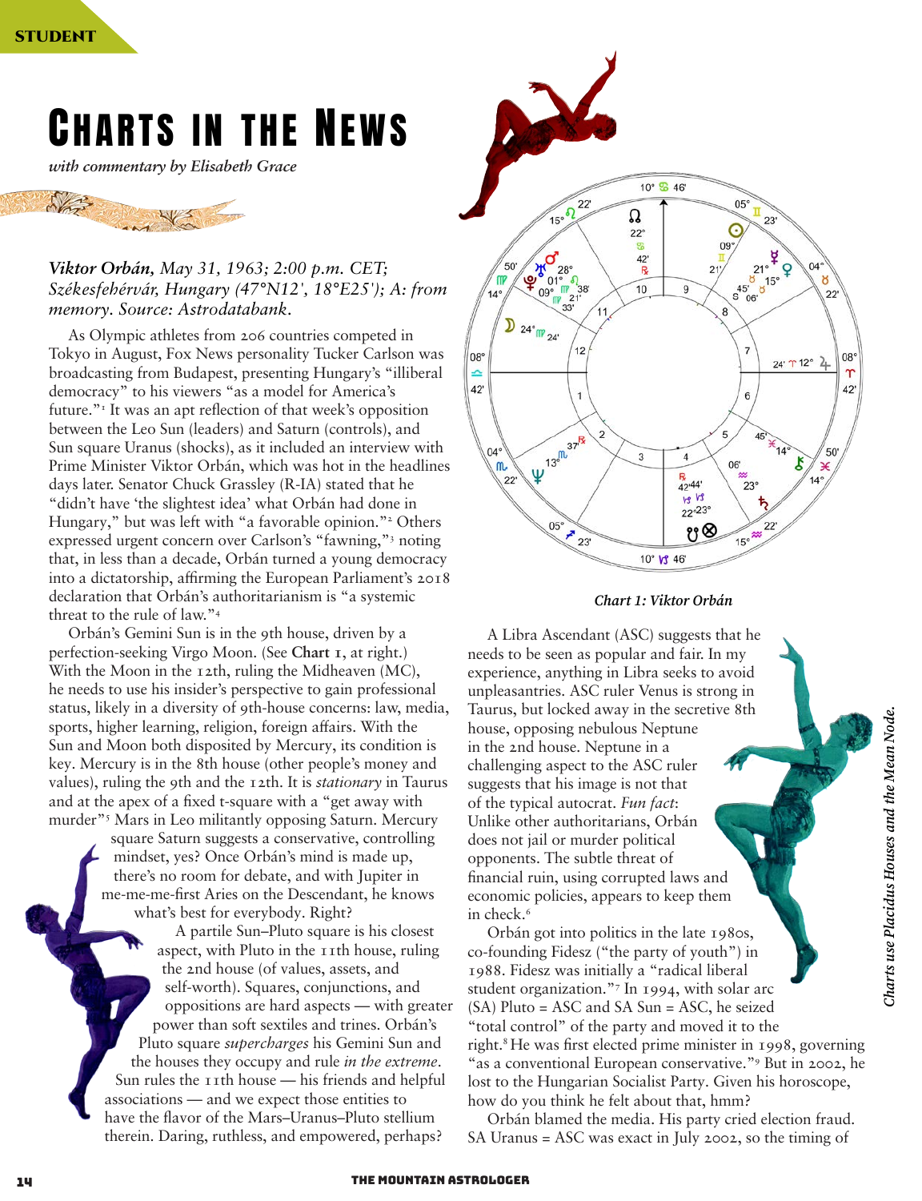STUDENT

# Charts in the News

*with commentary by Elisabeth Grace*

***Viktor Orbán**, May 31, 1963; 2:00 p.m. CET; Székesfehérvár, Hungary (47°N12', 18°E25'); A: from memory. Source: Astrodatabank.*

As Olympic athletes from 206 countries competed in Tokyo in August, Fox News personality Tucker Carlson was broadcasting from Budapest, presenting Hungary's "illiberal democracy" to his viewers "as a model for America's future."[1] It was an apt reflection of that week's opposition between the Leo Sun (leaders) and Saturn (controls), and Sun square Uranus (shocks), as it included an interview with Prime Minister Viktor Orbán, which was hot in the headlines days later. Senator Chuck Grassley (R-IA) stated that he "didn't have 'the slightest idea' what Orbán had done in Hungary," but was left with "a favorable opinion."[2] Others expressed urgent concern over Carlson's "fawning,"[3] noting that, in less than a decade, Orbán turned a young democracy into a dictatorship, affirming the European Parliament's 2018 declaration that Orbán's authoritarianism is "a systemic threat to the rule of law."[4]

Orbán's Gemini Sun is in the 9th house, driven by a perfection-seeking Virgo Moon. (See **Chart 1**, at right.) With the Moon in the 12th, ruling the Midheaven (MC), he needs to use his insider's perspective to gain professional status, likely in a diversity of 9th-house concerns: law, media, sports, higher learning, religion, foreign affairs. With the Sun and Moon both disposited by Mercury, its condition is key. Mercury is in the 8th house (other people's money and values), ruling the 9th and the 12th. It is *stationary* in Taurus and at the apex of a fixed t-square with a "get away with murder"[5] Mars in Leo militantly opposing Saturn. Mercury square Saturn suggests a conservative, controlling mindset, yes? Once Orbán's mind is made up, there's no room for debate, and with Jupiter in me-me-me-first Aries on the Descendant, he knows what's best for everybody. Right?

A partile Sun–Pluto square is his closest aspect, with Pluto in the 11th house, ruling the 2nd house (of values, assets, and self-worth). Squares, conjunctions, and oppositions are hard aspects — with greater power than soft sextiles and trines. Orbán's Pluto square *supercharges* his Gemini Sun and the houses they occupy and rule *in the extreme*. Sun rules the 11th house — his friends and helpful associations — and we expect those entities to have the flavor of the Mars–Uranus–Pluto stellium therein. Daring, ruthless, and empowered, perhaps?

*Chart 1: Viktor Orbán*

*Charts use Placidus Houses and the Mean Node.*

A Libra Ascendant (ASC) suggests that he needs to be seen as popular and fair. In my experience, anything in Libra seeks to avoid unpleasantries. ASC ruler Venus is strong in Taurus, but locked away in the secretive 8th house, opposing nebulous Neptune in the 2nd house. Neptune in a challenging aspect to the ASC ruler suggests that his image is not that of the typical autocrat. *Fun fact*: Unlike other authoritarians, Orbán does not jail or murder political opponents. The subtle threat of financial ruin, using corrupted laws and economic policies, appears to keep them in check.[6]

Orbán got into politics in the late 1980s, co-founding Fidesz ("the party of youth") in 1988. Fidesz was initially a "radical liberal student organization."[7] In 1994, with solar arc (SA) Pluto = ASC and SA Sun = ASC, he seized "total control" of the party and moved it to the right.[8] He was first elected prime minister in 1998, governing "as a conventional European conservative."[9] But in 2002, he lost to the Hungarian Socialist Party. Given his horoscope, how do you think he felt about that, hmm?

Orbán blamed the media. His party cried election fraud. SA Uranus = ASC was exact in July 2002, so the timing of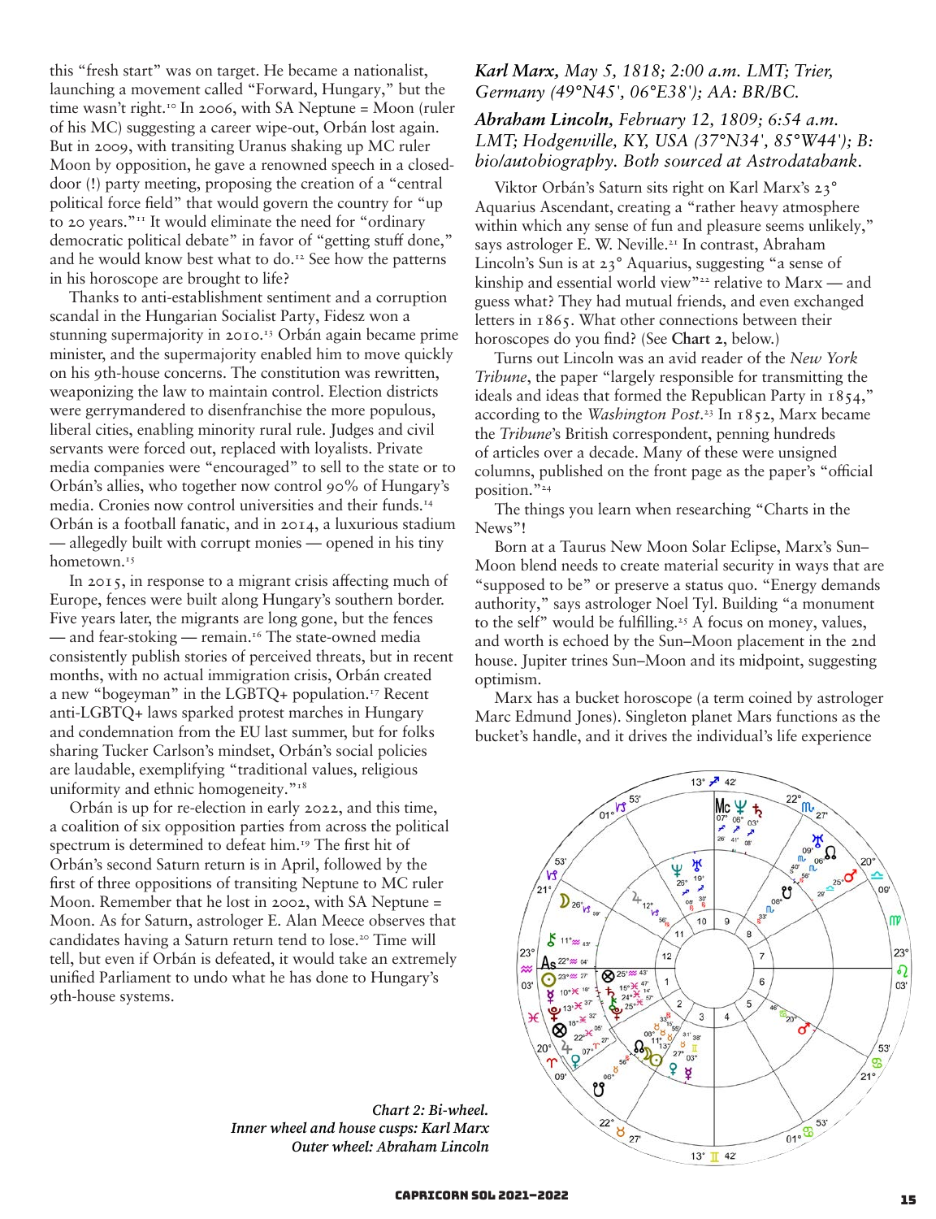this "fresh start" was on target. He became a nationalist, launching a movement called "Forward, Hungary," but the time wasn't right.[10] In 2006, with SA Neptune = Moon (ruler of his MC) suggesting a career wipe-out, Orbán lost again. But in 2009, with transiting Uranus shaking up MC ruler Moon by opposition, he gave a renowned speech in a closed-door (!) party meeting, proposing the creation of a "central political force field" that would govern the country for "up to 20 years."[11] It would eliminate the need for "ordinary democratic political debate" in favor of "getting stuff done," and he would know best what to do.[12] See how the patterns in his horoscope are brought to life?

Thanks to anti-establishment sentiment and a corruption scandal in the Hungarian Socialist Party, Fidesz won a stunning supermajority in 2010.[13] Orbán again became prime minister, and the supermajority enabled him to move quickly on his 9th-house concerns. The constitution was rewritten, weaponizing the law to maintain control. Election districts were gerrymandered to disenfranchise the more populous, liberal cities, enabling minority rural rule. Judges and civil servants were forced out, replaced with loyalists. Private media companies were "encouraged" to sell to the state or to Orbán's allies, who together now control 90% of Hungary's media. Cronies now control universities and their funds.[14] Orbán is a football fanatic, and in 2014, a luxurious stadium — allegedly built with corrupt monies — opened in his tiny hometown.[15]

In 2015, in response to a migrant crisis affecting much of Europe, fences were built along Hungary's southern border. Five years later, the migrants are long gone, but the fences — and fear-stoking — remain.[16] The state-owned media consistently publish stories of perceived threats, but in recent months, with no actual immigration crisis, Orbán created a new "bogeyman" in the LGBTQ+ population.[17] Recent anti-LGBTQ+ laws sparked protest marches in Hungary and condemnation from the EU last summer, but for folks sharing Tucker Carlson's mindset, Orbán's social policies are laudable, exemplifying "traditional values, religious uniformity and ethnic homogeneity."[18]

Orbán is up for re-election in early 2022, and this time, a coalition of six opposition parties from across the political spectrum is determined to defeat him.[19] The first hit of Orbán's second Saturn return is in April, followed by the first of three oppositions of transiting Neptune to MC ruler Moon. Remember that he lost in 2002, with SA Neptune = Moon. As for Saturn, astrologer E. Alan Meece observes that candidates having a Saturn return tend to lose.[20] Time will tell, but even if Orbán is defeated, it would take an extremely unified Parliament to undo what he has done to Hungary's 9th-house systems.

***Karl Marx**, May 5, 1818; 2:00 a.m. LMT; Trier, Germany (49°N45', 06°E38'); AA: BR/BC.*

***Abraham Lincoln**, February 12, 1809; 6:54 a.m. LMT; Hodgenville, KY, USA (37°N34', 85°W44'); B: bio/autobiography. Both sourced at Astrodatabank.*

Viktor Orbán's Saturn sits right on Karl Marx's 23° Aquarius Ascendant, creating a "rather heavy atmosphere within which any sense of fun and pleasure seems unlikely," says astrologer E. W. Neville.[21] In contrast, Abraham Lincoln's Sun is at 23° Aquarius, suggesting "a sense of kinship and essential world view"[22] relative to Marx — and guess what? They had mutual friends, and even exchanged letters in 1865. What other connections between their horoscopes do you find? (See **Chart 2**, below.)

Turns out Lincoln was an avid reader of the *New York Tribune*, the paper "largely responsible for transmitting the ideals and ideas that formed the Republican Party in 1854," according to the *Washington Post*.[23] In 1852, Marx became the *Tribune*'s British correspondent, penning hundreds of articles over a decade. Many of these were unsigned columns, published on the front page as the paper's "official position."[24]

The things you learn when researching "Charts in the News"!

Born at a Taurus New Moon Solar Eclipse, Marx's Sun–Moon blend needs to create material security in ways that are "supposed to be" or preserve a status quo. "Energy demands authority," says astrologer Noel Tyl. Building "a monument to the self" would be fulfilling.[25] A focus on money, values, and worth is echoed by the Sun–Moon placement in the 2nd house. Jupiter trines Sun–Moon and its midpoint, suggesting optimism.

Marx has a bucket horoscope (a term coined by astrologer Marc Edmund Jones). Singleton planet Mars functions as the bucket's handle, and it drives the individual's life experience

*Chart 2: Bi-wheel.*
*Inner wheel and house cusps: Karl Marx*
*Outer wheel: Abraham Lincoln*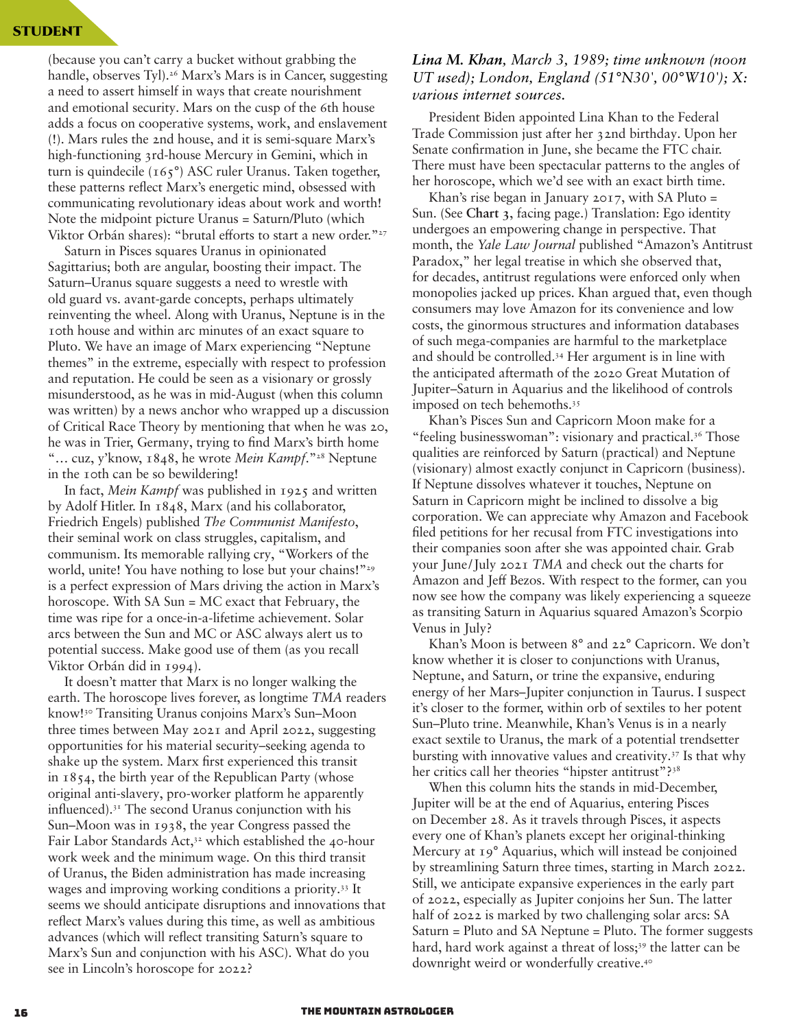(because you can't carry a bucket without grabbing the handle, observes Tyl).[26] Marx's Mars is in Cancer, suggesting a need to assert himself in ways that create nourishment and emotional security. Mars on the cusp of the 6th house adds a focus on cooperative systems, work, and enslavement (!). Mars rules the 2nd house, and it is semi-square Marx's high-functioning 3rd-house Mercury in Gemini, which in turn is quindecile (165°) ASC ruler Uranus. Taken together, these patterns reflect Marx's energetic mind, obsessed with communicating revolutionary ideas about work and worth! Note the midpoint picture Uranus = Saturn/Pluto (which Viktor Orbán shares): "brutal efforts to start a new order."[27]

Saturn in Pisces squares Uranus in opinionated Sagittarius; both are angular, boosting their impact. The Saturn–Uranus square suggests a need to wrestle with old guard vs. avant-garde concepts, perhaps ultimately reinventing the wheel. Along with Uranus, Neptune is in the 10th house and within arc minutes of an exact square to Pluto. We have an image of Marx experiencing "Neptune themes" in the extreme, especially with respect to profession and reputation. He could be seen as a visionary or grossly misunderstood, as he was in mid-August (when this column was written) by a news anchor who wrapped up a discussion of Critical Race Theory by mentioning that when he was 20, he was in Trier, Germany, trying to find Marx's birth home "… cuz, y'know, 1848, he wrote *Mein Kampf*."[28] Neptune in the 10th can be so bewildering!

In fact, *Mein Kampf* was published in 1925 and written by Adolf Hitler. In 1848, Marx (and his collaborator, Friedrich Engels) published *The Communist Manifesto*, their seminal work on class struggles, capitalism, and communism. Its memorable rallying cry, "Workers of the world, unite! You have nothing to lose but your chains!"[29] is a perfect expression of Mars driving the action in Marx's horoscope. With SA Sun = MC exact that February, the time was ripe for a once-in-a-lifetime achievement. Solar arcs between the Sun and MC or ASC always alert us to potential success. Make good use of them (as you recall Viktor Orbán did in 1994).

It doesn't matter that Marx is no longer walking the earth. The horoscope lives forever, as longtime *TMA* readers know![30] Transiting Uranus conjoins Marx's Sun–Moon three times between May 2021 and April 2022, suggesting opportunities for his material security–seeking agenda to shake up the system. Marx first experienced this transit in 1854, the birth year of the Republican Party (whose original anti-slavery, pro-worker platform he apparently influenced).[31] The second Uranus conjunction with his Sun–Moon was in 1938, the year Congress passed the Fair Labor Standards Act,[32] which established the 40-hour work week and the minimum wage. On this third transit of Uranus, the Biden administration has made increasing wages and improving working conditions a priority.[33] It seems we should anticipate disruptions and innovations that reflect Marx's values during this time, as well as ambitious advances (which will reflect transiting Saturn's square to Marx's Sun and conjunction with his ASC). What do you see in Lincoln's horoscope for 2022?

***Lina M. Khan**, March 3, 1989; time unknown (noon UT used); London, England (51°N30', 00°W10'); X: various internet sources.*

President Biden appointed Lina Khan to the Federal Trade Commission just after her 32nd birthday. Upon her Senate confirmation in June, she became the FTC chair. There must have been spectacular patterns to the angles of her horoscope, which we'd see with an exact birth time.

Khan's rise began in January 2017, with SA Pluto = Sun. (See **Chart 3**, facing page.) Translation: Ego identity undergoes an empowering change in perspective. That month, the *Yale Law Journal* published "Amazon's Antitrust Paradox," her legal treatise in which she observed that, for decades, antitrust regulations were enforced only when monopolies jacked up prices. Khan argued that, even though consumers may love Amazon for its convenience and low costs, the ginormous structures and information databases of such mega-companies are harmful to the marketplace and should be controlled.[34] Her argument is in line with the anticipated aftermath of the 2020 Great Mutation of Jupiter–Saturn in Aquarius and the likelihood of controls imposed on tech behemoths.[35]

Khan's Pisces Sun and Capricorn Moon make for a "feeling businesswoman": visionary and practical.[36] Those qualities are reinforced by Saturn (practical) and Neptune (visionary) almost exactly conjunct in Capricorn (business). If Neptune dissolves whatever it touches, Neptune on Saturn in Capricorn might be inclined to dissolve a big corporation. We can appreciate why Amazon and Facebook filed petitions for her recusal from FTC investigations into their companies soon after she was appointed chair. Grab your June/July 2021 *TMA* and check out the charts for Amazon and Jeff Bezos. With respect to the former, can you now see how the company was likely experiencing a squeeze as transiting Saturn in Aquarius squared Amazon's Scorpio Venus in July?

Khan's Moon is between 8° and 22° Capricorn. We don't know whether it is closer to conjunctions with Uranus, Neptune, and Saturn, or trine the expansive, enduring energy of her Mars–Jupiter conjunction in Taurus. I suspect it's closer to the former, within orb of sextiles to her potent Sun–Pluto trine. Meanwhile, Khan's Venus is in a nearly exact sextile to Uranus, the mark of a potential trendsetter bursting with innovative values and creativity.[37] Is that why her critics call her theories "hipster antitrust"?[38]

When this column hits the stands in mid-December, Jupiter will be at the end of Aquarius, entering Pisces on December 28. As it travels through Pisces, it aspects every one of Khan's planets except her original-thinking Mercury at 19° Aquarius, which will instead be conjoined by streamlining Saturn three times, starting in March 2022. Still, we anticipate expansive experiences in the early part of 2022, especially as Jupiter conjoins her Sun. The latter half of 2022 is marked by two challenging solar arcs: SA Saturn = Pluto and SA Neptune = Pluto. The former suggests hard, hard work against a threat of loss;[39] the latter can be downright weird or wonderfully creative.[40]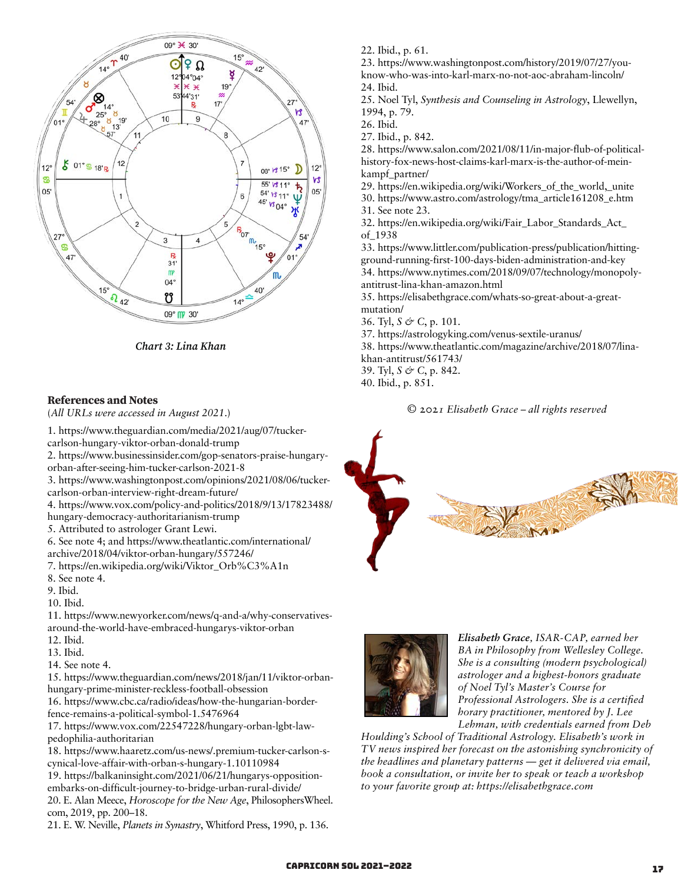*Chart 3: Lina Khan*

## References and Notes

(*All URLs were accessed in August 2021.*)

1. https://www.theguardian.com/media/2021/aug/07/tucker-carlson-hungary-viktor-orban-donald-trump
2. https://www.businessinsider.com/gop-senators-praise-hungary-orban-after-seeing-him-tucker-carlson-2021-8
3. https://www.washingtonpost.com/opinions/2021/08/06/tucker-carlson-orban-interview-right-dream-future/
4. https://www.vox.com/policy-and-politics/2018/9/13/17823488/hungary-democracy-authoritarianism-trump
5. Attributed to astrologer Grant Lewi.
6. See note 4; and https://www.theatlantic.com/international/archive/2018/04/viktor-orban-hungary/557246/
7. https://en.wikipedia.org/wiki/Viktor_Orb%C3%A1n
8. See note 4.
9. Ibid.
10. Ibid.
11. https://www.newyorker.com/news/q-and-a/why-conservatives-around-the-world-have-embraced-hungarys-viktor-orban
12. Ibid.
13. Ibid.
14. See note 4.
15. https://www.theguardian.com/news/2018/jan/11/viktor-orban-hungary-prime-minister-reckless-football-obsession
16. https://www.cbc.ca/radio/ideas/how-the-hungarian-border-fence-remains-a-political-symbol-1.5476964
17. https://www.vox.com/22547228/hungary-orban-lgbt-law-pedophilia-authoritarian
18. https://www.haaretz.com/us-news/.premium-tucker-carlson-s-cynical-love-affair-with-orban-s-hungary-1.10110984
19. https://balkaninsight.com/2021/06/21/hungarys-opposition-embarks-on-difficult-journey-to-bridge-urban-rural-divide/
20. E. Alan Meece, *Horoscope for the New Age*, PhilosophersWheel.com, 2019, pp. 200–18.
21. E. W. Neville, *Planets in Synastry*, Whitford Press, 1990, p. 136.
22. Ibid., p. 61.
23. https://www.washingtonpost.com/history/2019/07/27/you-know-who-was-into-karl-marx-no-not-aoc-abraham-lincoln/
24. Ibid.
25. Noel Tyl, *Synthesis and Counseling in Astrology*, Llewellyn, 1994, p. 79.
26. Ibid.
27. Ibid., p. 842.
28. https://www.salon.com/2021/08/11/in-major-flub-of-political-history-fox-news-host-claims-karl-marx-is-the-author-of-mein-kampf_partner/
29. https://en.wikipedia.org/wiki/Workers_of_the_world,_unite
30. https://www.astro.com/astrology/tma_article161208_e.htm
31. See note 23.
32. https://en.wikipedia.org/wiki/Fair_Labor_Standards_Act_of_1938
33. https://www.littler.com/publication-press/publication/hitting-ground-running-first-100-days-biden-administration-and-key
34. https://www.nytimes.com/2018/09/07/technology/monopoly-antitrust-lina-khan-amazon.html
35. https://elisabethgrace.com/whats-so-great-about-a-great-mutation/
36. Tyl, *S & C*, p. 101.
37. https://astrologyking.com/venus-sextile-uranus/
38. https://www.theatlantic.com/magazine/archive/2018/07/lina-khan-antitrust/561743/
39. Tyl, *S & C*, p. 842.
40. Ibid., p. 851.

© 2021 *Elisabeth Grace – all rights reserved*

***Elisabeth Grace**, ISAR-CAP, earned her BA in Philosophy from Wellesley College. She is a consulting (modern psychological) astrologer and a highest-honors graduate of Noel Tyl's Master's Course for Professional Astrologers. She is a certified horary practitioner, mentored by J. Lee Lehman, with credentials earned from Deb Houlding's School of Traditional Astrology. Elisabeth's work in TV news inspired her forecast on the astonishing synchronicity of the headlines and planetary patterns — get it delivered via email, book a consultation, or invite her to speak or teach a workshop to your favorite group at: https://elisabethgrace.com*